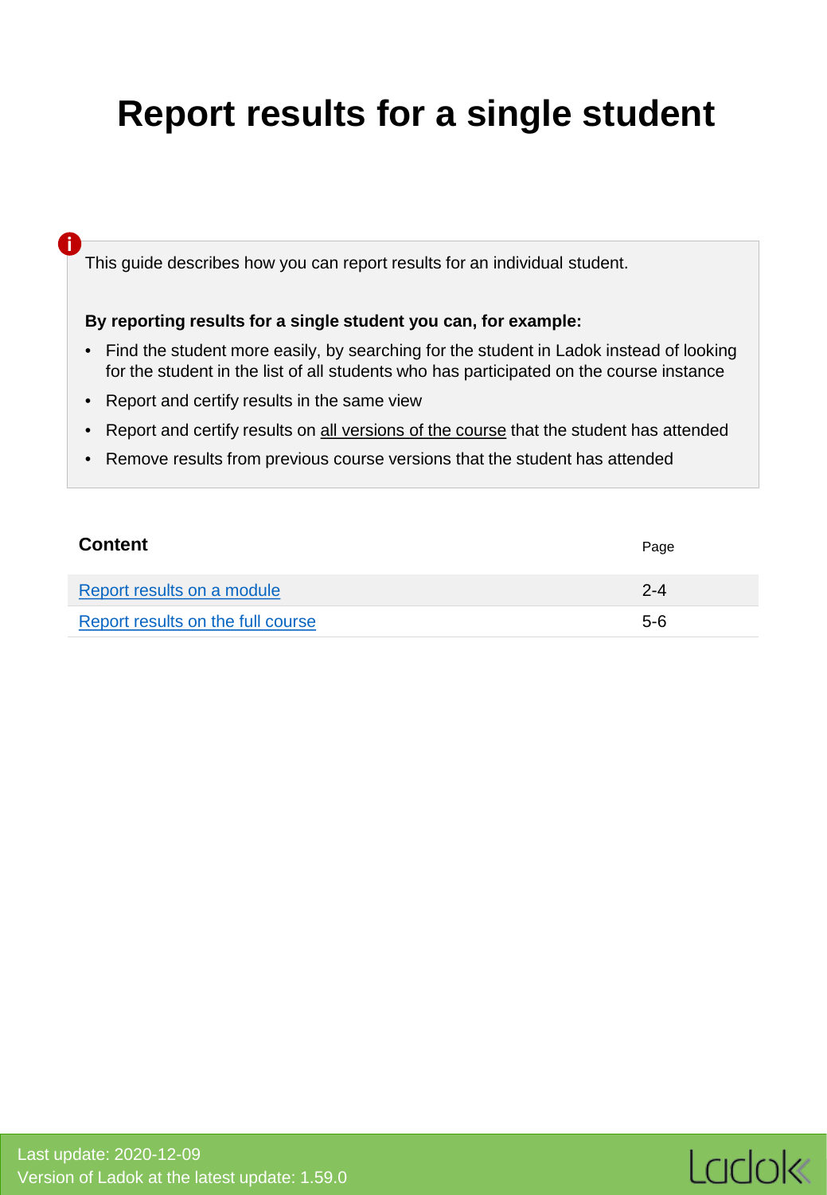# Report results for a single student

This guide describes how you can report results for an individual student.

**By reporting results for a single student you can, for example:**

- Find the student more easily, by searching for the student in Ladok instead of looking for the student in the list of all students who has participated on the course instance
- Report and certify results in the same view
- Report and certify results on all versions of the course that the student has attended
- Remove results from previous course versions that the student has attended

| **Content** | Page |
|---|---|
| Report results on a module | 2-4 |
| Report results on the full course | 5-6 |

Last update: 2020-12-09
Version of Ladok at the latest update: 1.59.0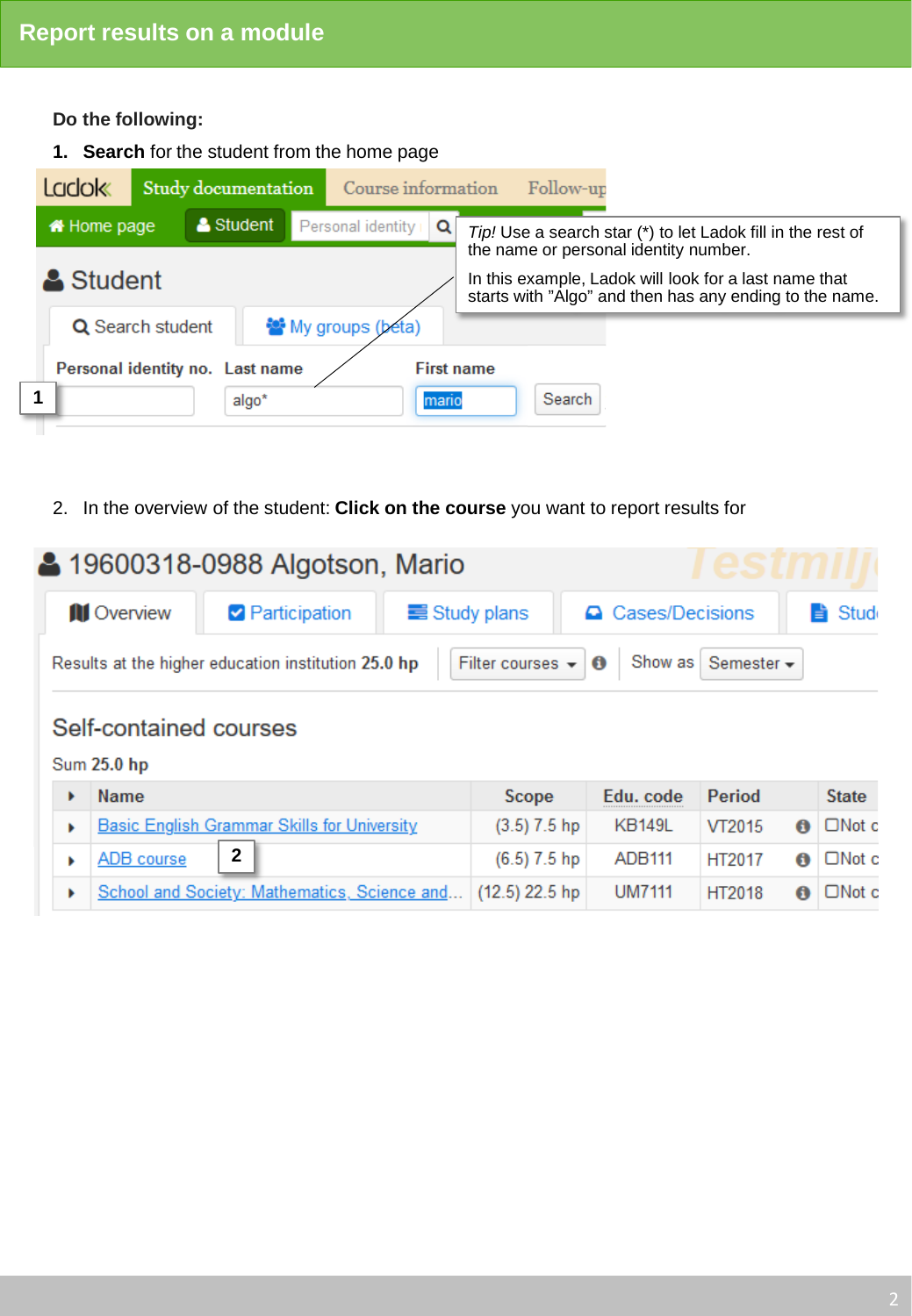## Report results on a module

**Do the following:**

1. **Search** for the student from the home page

*Tip!* Use a search star (*) to let Ladok fill in the rest of the name or personal identity number.

In this example, Ladok will look for a last name that starts with "Algo" and then has any ending to the name.

2. In the overview of the student: **Click on the course** you want to report results for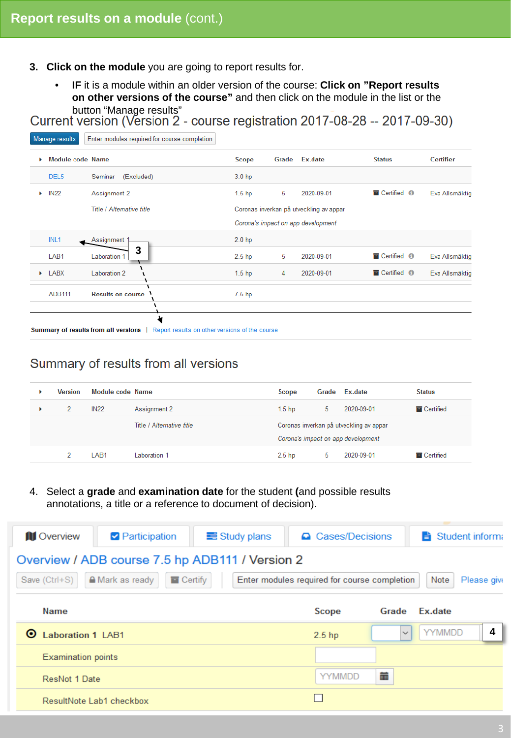# Report results on a module (cont.)

3. **Click on the module** you are going to report results for.
   - **IF** it is a module within an older version of the course: **Click on "Report results on other versions of the course"** and then click on the module in the list or the button "Manage results"

## Current version (Version 2 - course registration 2017-08-28 -- 2017-09-30)

Manage results | Enter modules required for course completion

| Module code | Name | Scope | Grade | Ex.date | Status | Certifier |
|---|---|---|---|---|---|---|
| DEL5 | Seminar (Excluded) | 3.0 hp | | | | |
| IN22 | Assignment 2 | 1.5 hp | 5 | 2020-09-01 | Certified | Eva Allsmäktig |
| | Title / *Alternative title* | Coronas inverkan på utveckling av appar | | | | |
| | | *Corona's impact on app development* | | | | |
| INL1 | Assignment 1 | 2.0 hp | | | | |
| LAB1 | Laboration 1 | 2.5 hp | 5 | 2020-09-01 | Certified | Eva Allsmäktig |
| LABX | Laboration 2 | 1.5 hp | 4 | 2020-09-01 | Certified | Eva Allsmäktig |
| ADB111 | **Results on course** | 7.5 hp | | | | |

3

**Summary of results from all versions** | Report results on other versions of the course

## Summary of results from all versions

| Version | Module code | Name | Scope | Grade | Ex.date | Status |
|---|---|---|---|---|---|---|
| 2 | IN22 | Assignment 2 | 1.5 hp | 5 | 2020-09-01 | Certified |
| | | Title / *Alternative title* | Coronas inverkan på utveckling av appar | | | |
| | | | *Corona's impact on app development* | | | |
| 2 | LAB1 | Laboration 1 | 2.5 hp | 5 | 2020-09-01 | Certified |

4. Select a **grade** and **examination date** for the student **(**and possible results annotations, a title or a reference to document of decision).

Overview | Participation | Study plans | Cases/Decisions | Student informa...

**Overview / ADB course 7.5 hp ADB111 / Version 2**

Save (Ctrl+S) | Mark as ready | Certify | Enter modules required for course completion | Note | Please giv...

| Name | Scope | Grade | Ex.date |
|---|---|---|---|
| **Laboration 1** LAB1 | 2.5 hp | | YYMMDD |
| Examination points | | | |
| ResNot 1 Date | YYMMDD | | |
| ResultNote Lab1 checkbox | ☐ | | |

4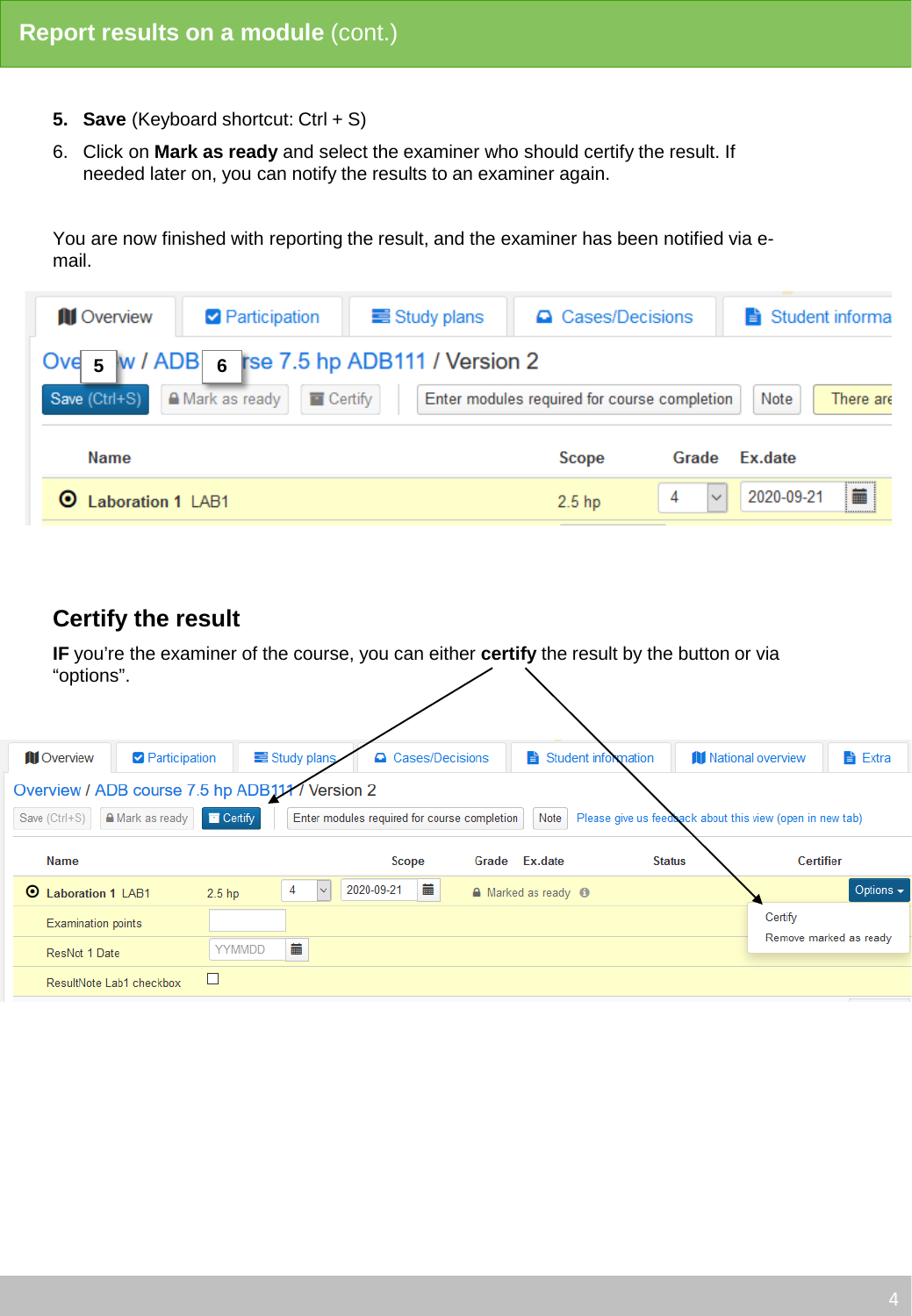## Report results on a module (cont.)

5. **Save** (Keyboard shortcut: Ctrl + S)
6. Click on **Mark as ready** and select the examiner who should certify the result. If needed later on, you can notify the results to an examiner again.

You are now finished with reporting the result, and the examiner has been notified via e-mail.

## Certify the result

**IF** you're the examiner of the course, you can either **certify** the result by the button or via "options".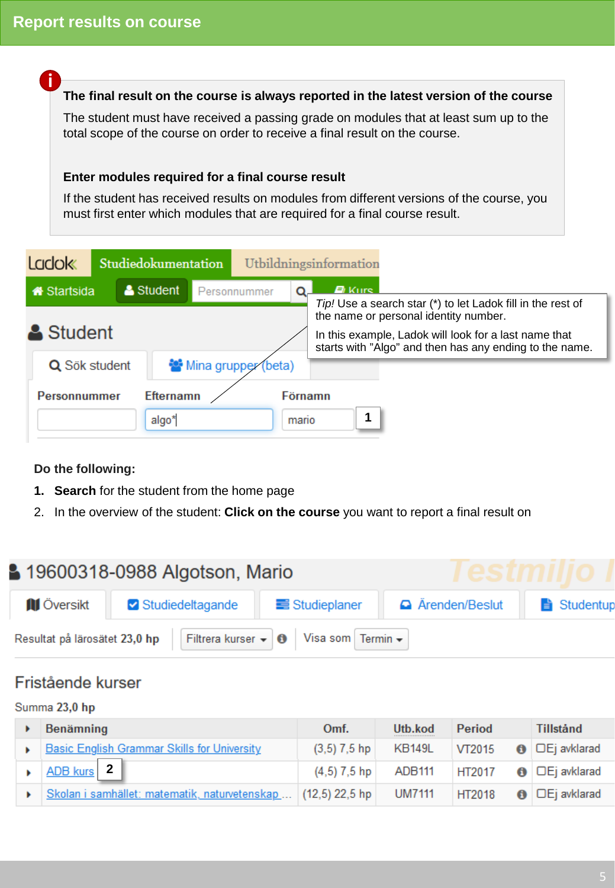# Report results on course

**The final result on the course is always reported in the latest version of the course**

The student must have received a passing grade on modules that at least sum up to the total scope of the course on order to receive a final result on the course.

**Enter modules required for a final course result**

If the student has received results on modules from different versions of the course, you must first enter which modules that are required for a final course result.

*Tip!* Use a search star (*) to let Ladok fill in the rest of the name or personal identity number.

In this example, Ladok will look for a last name that starts with "Algo" and then has any ending to the name.

**Do the following:**

1. **Search** for the student from the home page
2. In the overview of the student: **Click on the course** you want to report a final result on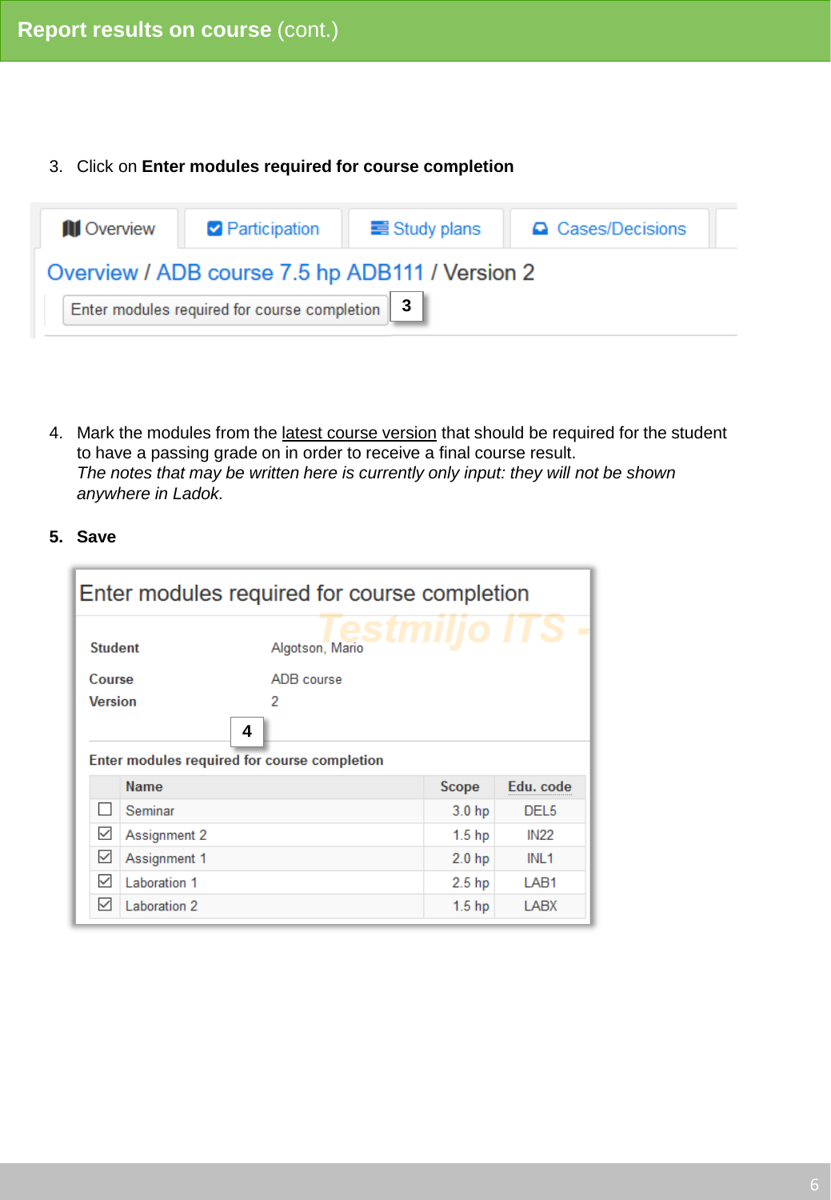# Report results on course (cont.)

3. Click on **Enter modules required for course completion**

Overview | Participation | Study plans | Cases/Decisions

Overview / ADB course 7.5 hp ADB111 / Version 2

Enter modules required for course completion **3**

4. Mark the modules from the latest course version that should be required for the student to have a passing grade on in order to receive a final course result.
   *The notes that may be written here is currently only input: they will not be shown anywhere in Ladok.*

5. **Save**

## Enter modules required for course completion

Testmiljo ITS -

| | |
|---|---|
| **Student** | Algotson, Mario |
| **Course** | ADB course |
| **Version** | 2 |

**4**

**Enter modules required for course completion**

| | Name | Scope | Edu. code |
|---|---|---|---|
| ☐ | Seminar | 3.0 hp | DEL5 |
| ☑ | Assignment 2 | 1.5 hp | IN22 |
| ☑ | Assignment 1 | 2.0 hp | INL1 |
| ☑ | Laboration 1 | 2.5 hp | LAB1 |
| ☑ | Laboration 2 | 1.5 hp | LABX |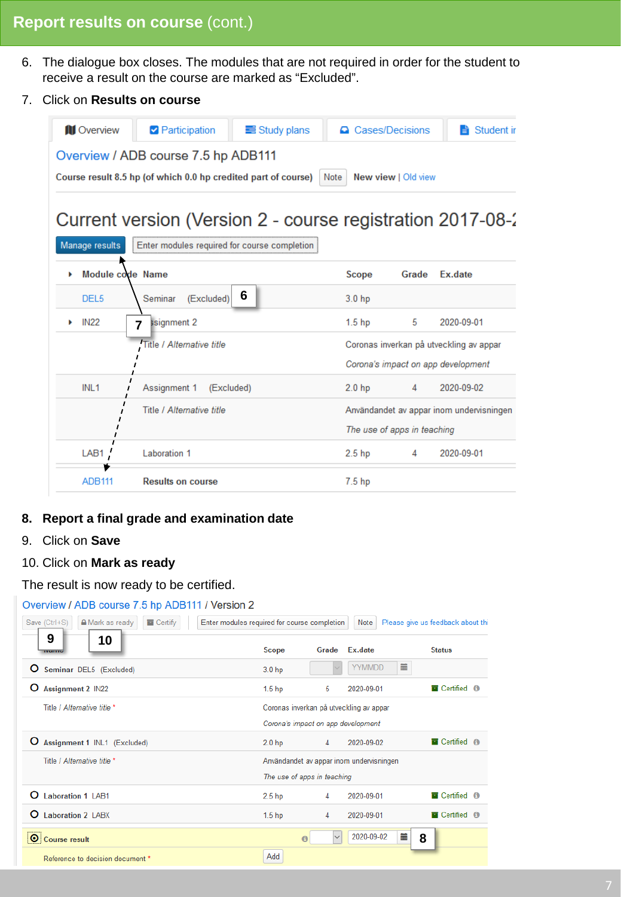## Report results on course (cont.)

6. The dialogue box closes. The modules that are not required in order for the student to receive a result on the course are marked as “Excluded”.
7. Click on **Results on course**

Overview | Participation | Study plans | Cases/Decisions | Student ir

Overview / ADB course 7.5 hp ADB111

**Course result 8.5 hp (of which 0.0 hp credited part of course)** Note **New view** | Old view

Current version (Version 2 - course registration 2017-08-2

Manage results | Enter modules required for course completion

| Module code | Name | Scope | Grade | Ex.date |
|---|---|---|---|---|
| DEL5 | Seminar (Excluded) | 3.0 hp | | |
| IN22 | Assignment 2 | 1.5 hp | 5 | 2020-09-01 |
| | Title / *Alternative title* | Coronas inverkan på utveckling av appar *Corona's impact on app development* | | |
| INL1 | Assignment 1 (Excluded) | 2.0 hp | 4 | 2020-09-02 |
| | Title / *Alternative title* | Användandet av appar inom undervisningen *The use of apps in teaching* | | |
| LAB1 | Laboration 1 | 2.5 hp | 4 | 2020-09-01 |
| ADB111 | **Results on course** | 7.5 hp | | |

8. **Report a final grade and examination date**
9. Click on **Save**
10. Click on **Mark as ready**

The result is now ready to be certified.

Overview / ADB course 7.5 hp ADB111 / Version 2

Save (Ctrl+S) | Mark as ready | Certify | Enter modules required for course completion | Note | Please give us feedback about thi

| Name | Scope | Grade | Ex.date | Status |
|---|---|---|---|---|
| Seminar DEL5 (Excluded) | 3.0 hp | | YYMMDD | |
| Assignment 2 IN22 | 1.5 hp | 5 | 2020-09-01 | Certified |
| Title / *Alternative title* * | Coronas inverkan på utveckling av appar *Corona's impact on app development* | | | |
| Assignment 1 INL1 (Excluded) | 2.0 hp | 4 | 2020-09-02 | Certified |
| Title / *Alternative title* * | Användandet av appar inom undervisningen *The use of apps in teaching* | | | |
| Laboration 1 LAB1 | 2.5 hp | 4 | 2020-09-01 | Certified |
| Laboration 2 LABX | 1.5 hp | 4 | 2020-09-01 | Certified |
| Course result | | | 2020-09-02 | |
| Reference to decision document * | Add | | | |